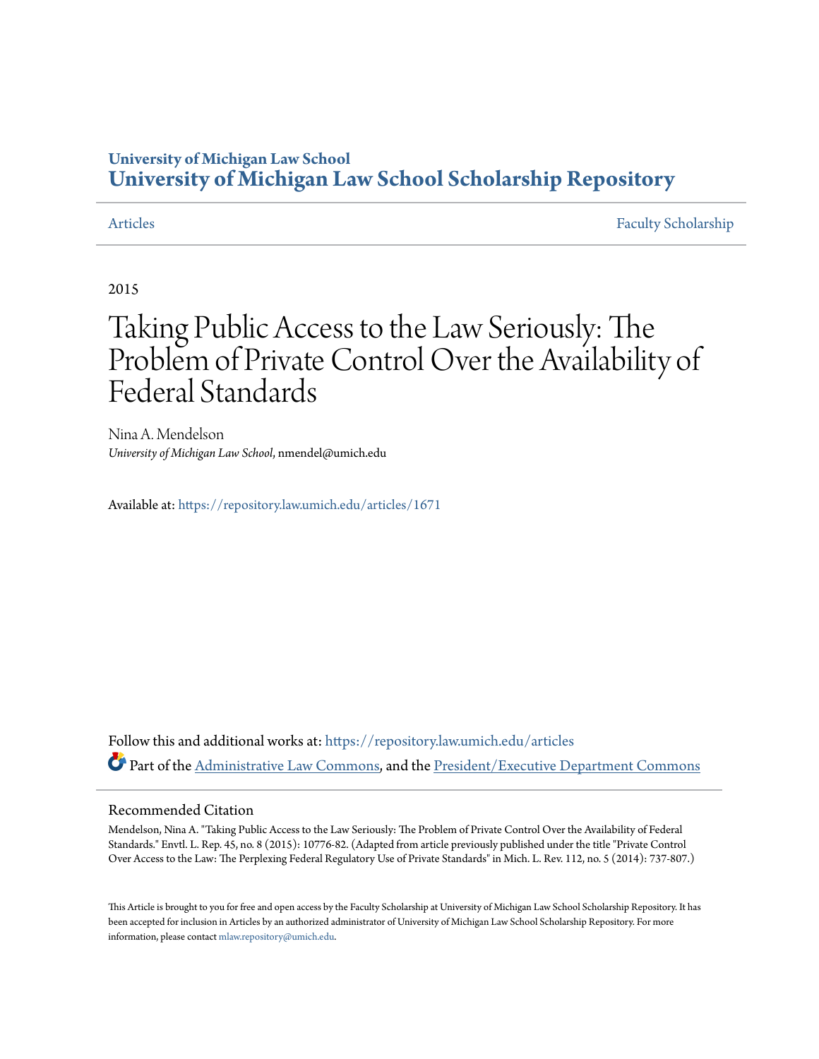University of Michigan Law School
**University of Michigan Law School Scholarship Repository**

Articles | Faculty Scholarship

2015

# Taking Public Access to the Law Seriously: The Problem of Private Control Over the Availability of Federal Standards

Nina A. Mendelson
*University of Michigan Law School*, nmendel@umich.edu

Available at: https://repository.law.umich.edu/articles/1671

Follow this and additional works at: https://repository.law.umich.edu/articles

Part of the Administrative Law Commons, and the President/Executive Department Commons

## Recommended Citation

Mendelson, Nina A. "Taking Public Access to the Law Seriously: The Problem of Private Control Over the Availability of Federal Standards." Envtl. L. Rep. 45, no. 8 (2015): 10776-82. (Adapted from article previously published under the title "Private Control Over Access to the Law: The Perplexing Federal Regulatory Use of Private Standards" in Mich. L. Rev. 112, no. 5 (2014): 737-807.)

This Article is brought to you for free and open access by the Faculty Scholarship at University of Michigan Law School Scholarship Repository. It has been accepted for inclusion in Articles by an authorized administrator of University of Michigan Law School Scholarship Repository. For more information, please contact mlaw.repository@umich.edu.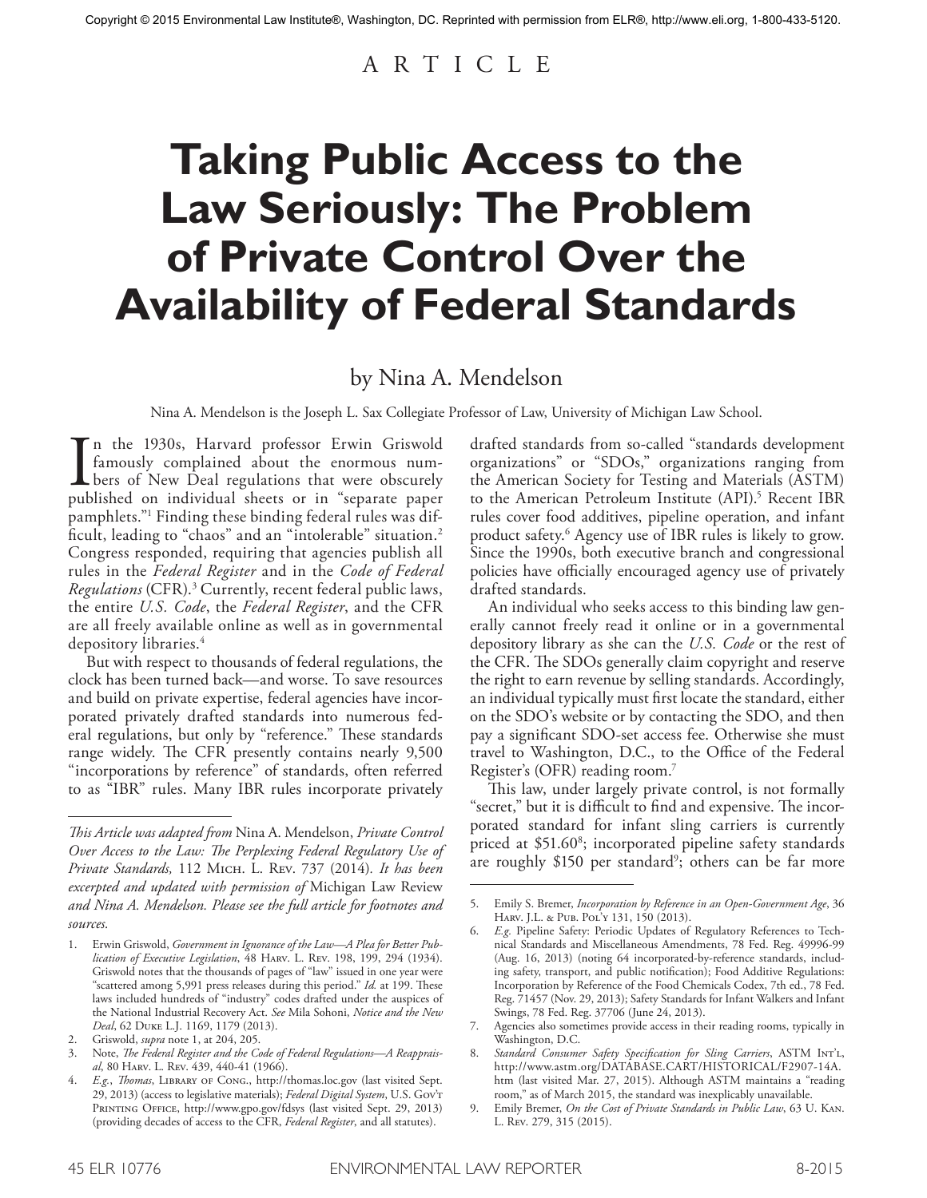Copyright © 2015 Environmental Law Institute®, Washington, DC. Reprinted with permission from ELR®, http://www.eli.org, 1-800-433-5120.

ARTICLE

# Taking Public Access to the Law Seriously: The Problem of Private Control Over the Availability of Federal Standards

by Nina A. Mendelson

Nina A. Mendelson is the Joseph L. Sax Collegiate Professor of Law, University of Michigan Law School.

In the 1930s, Harvard professor Erwin Griswold famously complained about the enormous numbers of New Deal regulations that were obscurely published on individual sheets or in "separate paper pamphlets."[1] Finding these binding federal rules was difficult, leading to "chaos" and an "intolerable" situation.[2] Congress responded, requiring that agencies publish all rules in the *Federal Register* and in the *Code of Federal Regulations* (CFR).[3] Currently, recent federal public laws, the entire *U.S. Code*, the *Federal Register*, and the CFR are all freely available online as well as in governmental depository libraries.[4]

But with respect to thousands of federal regulations, the clock has been turned back—and worse. To save resources and build on private expertise, federal agencies have incorporated privately drafted standards into numerous federal regulations, but only by "reference." These standards range widely. The CFR presently contains nearly 9,500 "incorporations by reference" of standards, often referred to as "IBR" rules. Many IBR rules incorporate privately drafted standards from so-called "standards development organizations" or "SDOs," organizations ranging from the American Society for Testing and Materials (ASTM) to the American Petroleum Institute (API).[5] Recent IBR rules cover food additives, pipeline operation, and infant product safety.[6] Agency use of IBR rules is likely to grow. Since the 1990s, both executive branch and congressional policies have officially encouraged agency use of privately drafted standards.

An individual who seeks access to this binding law generally cannot freely read it online or in a governmental depository library as she can the *U.S. Code* or the rest of the CFR. The SDOs generally claim copyright and reserve the right to earn revenue by selling standards. Accordingly, an individual typically must first locate the standard, either on the SDO's website or by contacting the SDO, and then pay a significant SDO-set access fee. Otherwise she must travel to Washington, D.C., to the Office of the Federal Register's (OFR) reading room.[7]

This law, under largely private control, is not formally "secret," but it is difficult to find and expensive. The incorporated standard for infant sling carriers is currently priced at $51.60[8]; incorporated pipeline safety standards are roughly $150 per standard[9]; others can be far more

---

*This Article was adapted from* Nina A. Mendelson, *Private Control Over Access to the Law: The Perplexing Federal Regulatory Use of Private Standards,* 112 Mich. L. Rev. 737 (2014). *It has been excerpted and updated with permission of* Michigan Law Review *and Nina A. Mendelson. Please see the full article for footnotes and sources.*

1. Erwin Griswold, *Government in Ignorance of the Law—A Plea for Better Publication of Executive Legislation*, 48 Harv. L. Rev. 198, 199, 294 (1934). Griswold notes that the thousands of pages of "law" issued in one year were "scattered among 5,991 press releases during this period." *Id.* at 199. These laws included hundreds of "industry" codes drafted under the auspices of the National Industrial Recovery Act. *See* Mila Sohoni, *Notice and the New Deal*, 62 Duke L.J. 1169, 1179 (2013).
2. Griswold, *supra* note 1, at 204, 205.
3. Note, *The Federal Register and the Code of Federal Regulations—A Reappraisal*, 80 Harv. L. Rev. 439, 440-41 (1966).
4. *E.g.*, *Thomas*, Library of Cong., http://thomas.loc.gov (last visited Sept. 29, 2013) (access to legislative materials); *Federal Digital System*, U.S. Gov't Printing Office, http://www.gpo.gov/fdsys (last visited Sept. 29, 2013) (providing decades of access to the CFR, *Federal Register*, and all statutes).
5. Emily S. Bremer, *Incorporation by Reference in an Open-Government Age*, 36 Harv. J.L. & Pub. Pol'y 131, 150 (2013).
6. *E.g.* Pipeline Safety: Periodic Updates of Regulatory References to Technical Standards and Miscellaneous Amendments, 78 Fed. Reg. 49996-99 (Aug. 16, 2013) (noting 64 incorporated-by-reference standards, including safety, transport, and public notification); Food Additive Regulations: Incorporation by Reference of the Food Chemicals Codex, 7th ed., 78 Fed. Reg. 71457 (Nov. 29, 2013); Safety Standards for Infant Walkers and Infant Swings, 78 Fed. Reg. 37706 (June 24, 2013).
7. Agencies also sometimes provide access in their reading rooms, typically in Washington, D.C.
8. *Standard Consumer Safety Specification for Sling Carriers*, ASTM Int'l, http://www.astm.org/DATABASE.CART/HISTORICAL/F2907-14A.htm (last visited Mar. 27, 2015). Although ASTM maintains a "reading room," as of March 2015, the standard was inexplicably unavailable.
9. Emily Bremer, *On the Cost of Private Standards in Public Law*, 63 U. Kan. L. Rev. 279, 315 (2015).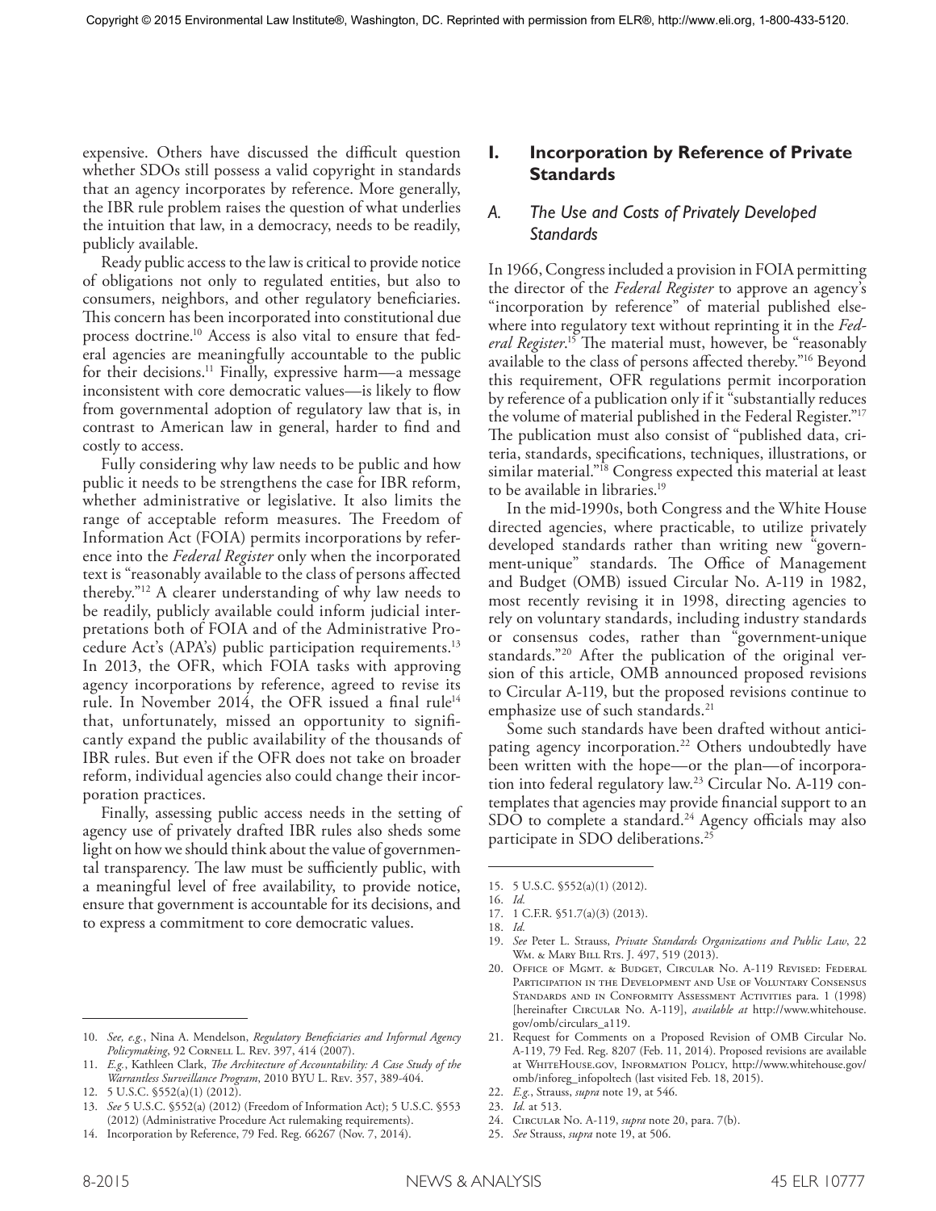expensive. Others have discussed the difficult question whether SDOs still possess a valid copyright in standards that an agency incorporates by reference. More generally, the IBR rule problem raises the question of what underlies the intuition that law, in a democracy, needs to be readily, publicly available.

Ready public access to the law is critical to provide notice of obligations not only to regulated entities, but also to consumers, neighbors, and other regulatory beneficiaries. This concern has been incorporated into constitutional due process doctrine.[10] Access is also vital to ensure that federal agencies are meaningfully accountable to the public for their decisions.[11] Finally, expressive harm—a message inconsistent with core democratic values—is likely to flow from governmental adoption of regulatory law that is, in contrast to American law in general, harder to find and costly to access.

Fully considering why law needs to be public and how public it needs to be strengthens the case for IBR reform, whether administrative or legislative. It also limits the range of acceptable reform measures. The Freedom of Information Act (FOIA) permits incorporations by reference into the *Federal Register* only when the incorporated text is "reasonably available to the class of persons affected thereby."[12] A clearer understanding of why law needs to be readily, publicly available could inform judicial interpretations both of FOIA and of the Administrative Procedure Act's (APA's) public participation requirements.[13] In 2013, the OFR, which FOIA tasks with approving agency incorporations by reference, agreed to revise its rule. In November 2014, the OFR issued a final rule[14] that, unfortunately, missed an opportunity to significantly expand the public availability of the thousands of IBR rules. But even if the OFR does not take on broader reform, individual agencies also could change their incorporation practices.

Finally, assessing public access needs in the setting of agency use of privately drafted IBR rules also sheds some light on how we should think about the value of governmental transparency. The law must be sufficiently public, with a meaningful level of free availability, to provide notice, ensure that government is accountable for its decisions, and to express a commitment to core democratic values.

## I. Incorporation by Reference of Private Standards

### *A. The Use and Costs of Privately Developed Standards*

In 1966, Congress included a provision in FOIA permitting the director of the *Federal Register* to approve an agency's "incorporation by reference" of material published elsewhere into regulatory text without reprinting it in the *Federal Register*.[15] The material must, however, be "reasonably available to the class of persons affected thereby."[16] Beyond this requirement, OFR regulations permit incorporation by reference of a publication only if it "substantially reduces the volume of material published in the Federal Register."[17] The publication must also consist of "published data, criteria, standards, specifications, techniques, illustrations, or similar material."[18] Congress expected this material at least to be available in libraries.[19]

In the mid-1990s, both Congress and the White House directed agencies, where practicable, to utilize privately developed standards rather than writing new "government-unique" standards. The Office of Management and Budget (OMB) issued Circular No. A-119 in 1982, most recently revising it in 1998, directing agencies to rely on voluntary standards, including industry standards or consensus codes, rather than "government-unique standards."[20] After the publication of the original version of this article, OMB announced proposed revisions to Circular A-119, but the proposed revisions continue to emphasize use of such standards.[21]

Some such standards have been drafted without anticipating agency incorporation.[22] Others undoubtedly have been written with the hope—or the plan—of incorporation into federal regulatory law.[23] Circular No. A-119 contemplates that agencies may provide financial support to an SDO to complete a standard.[24] Agency officials may also participate in SDO deliberations.[25]

---

10. *See, e.g.*, Nina A. Mendelson, *Regulatory Beneficiaries and Informal Agency Policymaking*, 92 Cornell L. Rev. 397, 414 (2007).
11. *E.g.*, Kathleen Clark, *The Architecture of Accountability: A Case Study of the Warrantless Surveillance Program*, 2010 BYU L. Rev. 357, 389-404.
12. 5 U.S.C. §552(a)(1) (2012).
13. *See* 5 U.S.C. §552(a) (2012) (Freedom of Information Act); 5 U.S.C. §553 (2012) (Administrative Procedure Act rulemaking requirements).
14. Incorporation by Reference, 79 Fed. Reg. 66267 (Nov. 7, 2014).
15. 5 U.S.C. §552(a)(1) (2012).
16. *Id.*
17. 1 C.F.R. §51.7(a)(3) (2013).
18. *Id.*
19. *See* Peter L. Strauss, *Private Standards Organizations and Public Law*, 22 Wm. & Mary Bill Rts. J. 497, 519 (2013).
20. Office of Mgmt. & Budget, Circular No. A-119 Revised: Federal Participation in the Development and Use of Voluntary Consensus Standards and in Conformity Assessment Activities para. 1 (1998) [hereinafter Circular No. A-119], *available at* http://www.whitehouse.gov/omb/circulars_a119.
21. Request for Comments on a Proposed Revision of OMB Circular No. A-119, 79 Fed. Reg. 8207 (Feb. 11, 2014). Proposed revisions are available at WhiteHouse.gov, Information Policy, http://www.whitehouse.gov/omb/inforeg_infopoltech (last visited Feb. 18, 2015).
22. *E.g.*, Strauss, *supra* note 19, at 546.
23. *Id.* at 513.
24. Circular No. A-119, *supra* note 20, para. 7(b).
25. *See* Strauss, *supra* note 19, at 506.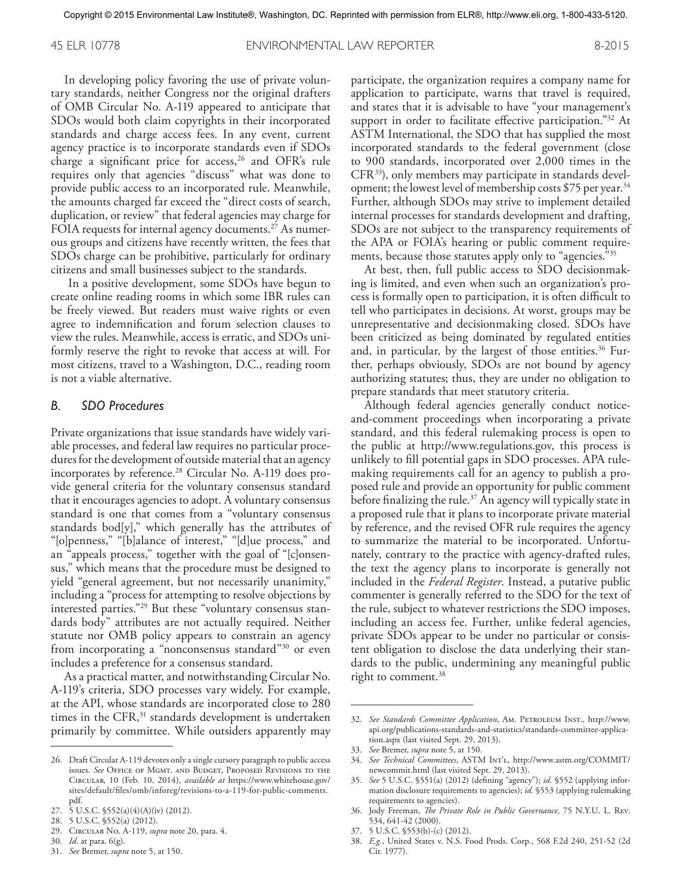In developing policy favoring the use of private voluntary standards, neither Congress nor the original drafters of OMB Circular No. A-119 appeared to anticipate that SDOs would both claim copyrights in their incorporated standards and charge access fees. In any event, current agency practice is to incorporate standards even if SDOs charge a significant price for access,[26] and OFR's rule requires only that agencies "discuss" what was done to provide public access to an incorporated rule. Meanwhile, the amounts charged far exceed the "direct costs of search, duplication, or review" that federal agencies may charge for FOIA requests for internal agency documents.[27] As numerous groups and citizens have recently written, the fees that SDOs charge can be prohibitive, particularly for ordinary citizens and small businesses subject to the standards.

In a positive development, some SDOs have begun to create online reading rooms in which some IBR rules can be freely viewed. But readers must waive rights or even agree to indemnification and forum selection clauses to view the rules. Meanwhile, access is erratic, and SDOs uniformly reserve the right to revoke that access at will. For most citizens, travel to a Washington, D.C., reading room is not a viable alternative.

### *B. SDO Procedures*

Private organizations that issue standards have widely variable processes, and federal law requires no particular procedures for the development of outside material that an agency incorporates by reference.[28] Circular No. A-119 does provide general criteria for the voluntary consensus standard that it encourages agencies to adopt. A voluntary consensus standard is one that comes from a "voluntary consensus standards bod[y]," which generally has the attributes of "[o]penness," "[b]alance of interest," "[d]ue process," and an "appeals process," together with the goal of "[c]onsensus," which means that the procedure must be designed to yield "general agreement, but not necessarily unanimity," including a "process for attempting to resolve objections by interested parties."[29] But these "voluntary consensus standards body" attributes are not actually required. Neither statute nor OMB policy appears to constrain an agency from incorporating a "nonconsensus standard"[30] or even includes a preference for a consensus standard.

As a practical matter, and notwithstanding Circular No. A-119's criteria, SDO processes vary widely. For example, at the API, whose standards are incorporated close to 280 times in the CFR,[31] standards development is undertaken primarily by committee. While outsiders apparently may participate, the organization requires a company name for application to participate, warns that travel is required, and states that it is advisable to have "your management's support in order to facilitate effective participation."[32] At ASTM International, the SDO that has supplied the most incorporated standards to the federal government (close to 900 standards, incorporated over 2,000 times in the CFR[33]), only members may participate in standards development; the lowest level of membership costs $75 per year.[34] Further, although SDOs may strive to implement detailed internal processes for standards development and drafting, SDOs are not subject to the transparency requirements of the APA or FOIA's hearing or public comment requirements, because those statutes apply only to "agencies."[35]

At best, then, full public access to SDO decisionmaking is limited, and even when such an organization's process is formally open to participation, it is often difficult to tell who participates in decisions. At worst, groups may be unrepresentative and decisionmaking closed. SDOs have been criticized as being dominated by regulated entities and, in particular, by the largest of those entities.[36] Further, perhaps obviously, SDOs are not bound by agency authorizing statutes; thus, they are under no obligation to prepare standards that meet statutory criteria.

Although federal agencies generally conduct notice-and-comment proceedings when incorporating a private standard, and this federal rulemaking process is open to the public at http://www.regulations.gov, this process is unlikely to fill potential gaps in SDO processes. APA rulemaking requirements call for an agency to publish a proposed rule and provide an opportunity for public comment before finalizing the rule.[37] An agency will typically state in a proposed rule that it plans to incorporate private material by reference, and the revised OFR rule requires the agency to summarize the material to be incorporated. Unfortunately, contrary to the practice with agency-drafted rules, the text the agency plans to incorporate is generally not included in the *Federal Register*. Instead, a putative public commenter is generally referred to the SDO for the text of the rule, subject to whatever restrictions the SDO imposes, including an access fee. Further, unlike federal agencies, private SDOs appear to be under no particular or consistent obligation to disclose the data underlying their standards to the public, undermining any meaningful public right to comment.[38]

---

26. Draft Circular A-119 devotes only a single cursory paragraph to public access issues. *See* Office of Mgmt. and Budget, Proposed Revisions to the Circular, 10 (Feb. 10, 2014), *available at* https://www.whitehouse.gov/sites/default/files/omb/inforeg/revisions-to-a-119-for-public-comments.pdf.
27. 5 U.S.C. §552(a)(4)(A)(iv) (2012).
28. 5 U.S.C. §552(a) (2012).
29. Circular No. A-119, *supra* note 20, para. 4.
30. *Id*. at para. 6(g).
31. *See* Bremer, *supra* note 5, at 150.
32. *See Standards Committee Application*, Am. Petroleum Inst., http://www.api.org/publications-standards-and-statistics/standards-committee-application.aspx (last visited Sept. 29, 2013).
33. *See* Bremer, *supra* note 5, at 150.
34. *See Technical Committees*, ASTM Int'l, http://www.astm.org/COMMIT/newcommit.html (last visited Sept. 29, 2013).
35. *See* 5 U.S.C. §551(a) (2012) (defining "agency"); *id.* §552 (applying information disclosure requirements to agencies); *id.* §553 (applying rulemaking requirements to agencies).
36. Jody Freeman, *The Private Role in Public Governance*, 75 N.Y.U. L. Rev. 534, 641-42 (2000).
37. 5 U.S.C. §553(b)-(c) (2012).
38. *E.g.*, United States v. N.S. Food Prods. Corp., 568 F.2d 240, 251-52 (2d Cir. 1977).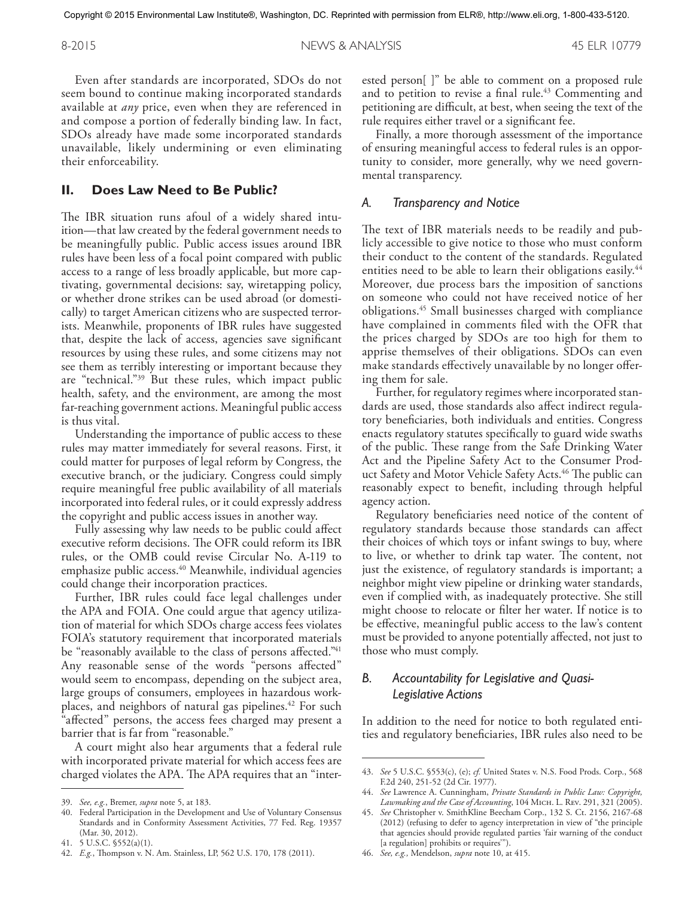Even after standards are incorporated, SDOs do not seem bound to continue making incorporated standards available at *any* price, even when they are referenced in and compose a portion of federally binding law. In fact, SDOs already have made some incorporated standards unavailable, likely undermining or even eliminating their enforceability.

## II. Does Law Need to Be Public?

The IBR situation runs afoul of a widely shared intuition—that law created by the federal government needs to be meaningfully public. Public access issues around IBR rules have been less of a focal point compared with public access to a range of less broadly applicable, but more captivating, governmental decisions: say, wiretapping policy, or whether drone strikes can be used abroad (or domestically) to target American citizens who are suspected terrorists. Meanwhile, proponents of IBR rules have suggested that, despite the lack of access, agencies save significant resources by using these rules, and some citizens may not see them as terribly interesting or important because they are "technical."[39] But these rules, which impact public health, safety, and the environment, are among the most far-reaching government actions. Meaningful public access is thus vital.

Understanding the importance of public access to these rules may matter immediately for several reasons. First, it could matter for purposes of legal reform by Congress, the executive branch, or the judiciary. Congress could simply require meaningful free public availability of all materials incorporated into federal rules, or it could expressly address the copyright and public access issues in another way.

Fully assessing why law needs to be public could affect executive reform decisions. The OFR could reform its IBR rules, or the OMB could revise Circular No. A-119 to emphasize public access.[40] Meanwhile, individual agencies could change their incorporation practices.

Further, IBR rules could face legal challenges under the APA and FOIA. One could argue that agency utilization of material for which SDOs charge access fees violates FOIA's statutory requirement that incorporated materials be "reasonably available to the class of persons affected."[41] Any reasonable sense of the words "persons affected" would seem to encompass, depending on the subject area, large groups of consumers, employees in hazardous workplaces, and neighbors of natural gas pipelines.[42] For such "affected" persons, the access fees charged may present a barrier that is far from "reasonable."

A court might also hear arguments that a federal rule with incorporated private material for which access fees are charged violates the APA. The APA requires that an "interested person[ ]" be able to comment on a proposed rule and to petition to revise a final rule.[43] Commenting and petitioning are difficult, at best, when seeing the text of the rule requires either travel or a significant fee.

Finally, a more thorough assessment of the importance of ensuring meaningful access to federal rules is an opportunity to consider, more generally, why we need governmental transparency.

### A. Transparency and Notice

The text of IBR materials needs to be readily and publicly accessible to give notice to those who must conform their conduct to the content of the standards. Regulated entities need to be able to learn their obligations easily.[44] Moreover, due process bars the imposition of sanctions on someone who could not have received notice of her obligations.[45] Small businesses charged with compliance have complained in comments filed with the OFR that the prices charged by SDOs are too high for them to apprise themselves of their obligations. SDOs can even make standards effectively unavailable by no longer offering them for sale.

Further, for regulatory regimes where incorporated standards are used, those standards also affect indirect regulatory beneficiaries, both individuals and entities. Congress enacts regulatory statutes specifically to guard wide swaths of the public. These range from the Safe Drinking Water Act and the Pipeline Safety Act to the Consumer Product Safety and Motor Vehicle Safety Acts.[46] The public can reasonably expect to benefit, including through helpful agency action.

Regulatory beneficiaries need notice of the content of regulatory standards because those standards can affect their choices of which toys or infant swings to buy, where to live, or whether to drink tap water. The content, not just the existence, of regulatory standards is important; a neighbor might view pipeline or drinking water standards, even if complied with, as inadequately protective. She still might choose to relocate or filter her water. If notice is to be effective, meaningful public access to the law's content must be provided to anyone potentially affected, not just to those who must comply.

### B. Accountability for Legislative and Quasi-Legislative Actions

In addition to the need for notice to both regulated entities and regulatory beneficiaries, IBR rules also need to be

---

39. *See, e.g.*, Bremer, *supra* note 5, at 183.
40. Federal Participation in the Development and Use of Voluntary Consensus Standards and in Conformity Assessment Activities, 77 Fed. Reg. 19357 (Mar. 30, 2012).
41. 5 U.S.C. §552(a)(1).
42. *E.g.*, Thompson v. N. Am. Stainless, LP, 562 U.S. 170, 178 (2011).
43. *See* 5 U.S.C. §553(c), (e); *cf.* United States v. N.S. Food Prods. Corp., 568 F.2d 240, 251-52 (2d Cir. 1977).
44. *See* Lawrence A. Cunningham, *Private Standards in Public Law: Copyright, Lawmaking and the Case of Accounting*, 104 Mich. L. Rev. 291, 321 (2005).
45. *See* Christopher v. SmithKline Beecham Corp., 132 S. Ct. 2156, 2167-68 (2012) (refusing to defer to agency interpretation in view of "the principle that agencies should provide regulated parties 'fair warning of the conduct [a regulation] prohibits or requires'").
46. *See, e.g.,* Mendelson, *supra* note 10, at 415.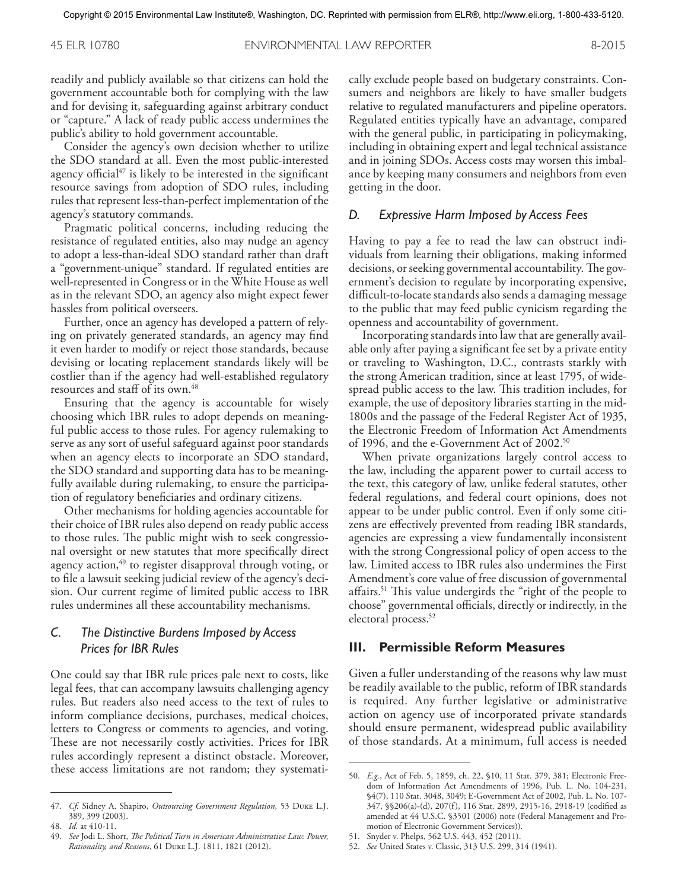readily and publicly available so that citizens can hold the government accountable both for complying with the law and for devising it, safeguarding against arbitrary conduct or "capture." A lack of ready public access undermines the public's ability to hold government accountable.

Consider the agency's own decision whether to utilize the SDO standard at all. Even the most public-interested agency official[47] is likely to be interested in the significant resource savings from adoption of SDO rules, including rules that represent less-than-perfect implementation of the agency's statutory commands.

Pragmatic political concerns, including reducing the resistance of regulated entities, also may nudge an agency to adopt a less-than-ideal SDO standard rather than draft a "government-unique" standard. If regulated entities are well-represented in Congress or in the White House as well as in the relevant SDO, an agency also might expect fewer hassles from political overseers.

Further, once an agency has developed a pattern of relying on privately generated standards, an agency may find it even harder to modify or reject those standards, because devising or locating replacement standards likely will be costlier than if the agency had well-established regulatory resources and staff of its own.[48]

Ensuring that the agency is accountable for wisely choosing which IBR rules to adopt depends on meaningful public access to those rules. For agency rulemaking to serve as any sort of useful safeguard against poor standards when an agency elects to incorporate an SDO standard, the SDO standard and supporting data has to be meaningfully available during rulemaking, to ensure the participation of regulatory beneficiaries and ordinary citizens.

Other mechanisms for holding agencies accountable for their choice of IBR rules also depend on ready public access to those rules. The public might wish to seek congressional oversight or new statutes that more specifically direct agency action,[49] to register disapproval through voting, or to file a lawsuit seeking judicial review of the agency's decision. Our current regime of limited public access to IBR rules undermines all these accountability mechanisms.

### C. *The Distinctive Burdens Imposed by Access Prices for IBR Rules*

One could say that IBR rule prices pale next to costs, like legal fees, that can accompany lawsuits challenging agency rules. But readers also need access to the text of rules to inform compliance decisions, purchases, medical choices, letters to Congress or comments to agencies, and voting. These are not necessarily costly activities. Prices for IBR rules accordingly represent a distinct obstacle. Moreover, these access limitations are not random; they systematically exclude people based on budgetary constraints. Consumers and neighbors are likely to have smaller budgets relative to regulated manufacturers and pipeline operators. Regulated entities typically have an advantage, compared with the general public, in participating in policymaking, including in obtaining expert and legal technical assistance and in joining SDOs. Access costs may worsen this imbalance by keeping many consumers and neighbors from even getting in the door.

### D. *Expressive Harm Imposed by Access Fees*

Having to pay a fee to read the law can obstruct individuals from learning their obligations, making informed decisions, or seeking governmental accountability. The government's decision to regulate by incorporating expensive, difficult-to-locate standards also sends a damaging message to the public that may feed public cynicism regarding the openness and accountability of government.

Incorporating standards into law that are generally available only after paying a significant fee set by a private entity or traveling to Washington, D.C., contrasts starkly with the strong American tradition, since at least 1795, of widespread public access to the law. This tradition includes, for example, the use of depository libraries starting in the mid-1800s and the passage of the Federal Register Act of 1935, the Electronic Freedom of Information Act Amendments of 1996, and the e-Government Act of 2002.[50]

When private organizations largely control access to the law, including the apparent power to curtail access to the text, this category of law, unlike federal statutes, other federal regulations, and federal court opinions, does not appear to be under public control. Even if only some citizens are effectively prevented from reading IBR standards, agencies are expressing a view fundamentally inconsistent with the strong Congressional policy of open access to the law. Limited access to IBR rules also undermines the First Amendment's core value of free discussion of governmental affairs.[51] This value undergirds the "right of the people to choose" governmental officials, directly or indirectly, in the electoral process.[52]

## III. Permissible Reform Measures

Given a fuller understanding of the reasons why law must be readily available to the public, reform of IBR standards is required. Any further legislative or administrative action on agency use of incorporated private standards should ensure permanent, widespread public availability of those standards. At a minimum, full access is needed

---

47. *Cf.* Sidney A. Shapiro, *Outsourcing Government Regulation*, 53 Duke L.J. 389, 399 (2003).

48. *Id.* at 410-11.

49. *See* Jodi L. Short, *The Political Turn in American Administrative Law: Power, Rationality, and Reasons*, 61 Duke L.J. 1811, 1821 (2012).

50. *E.g.*, Act of Feb. 5, 1859, ch. 22, §10, 11 Stat. 379, 381; Electronic Freedom of Information Act Amendments of 1996, Pub. L. No. 104-231, §4(7), 110 Stat. 3048, 3049; E-Government Act of 2002, Pub. L. No. 107-347, §§206(a)-(d), 207(f), 116 Stat. 2899, 2915-16, 2918-19 (codified as amended at 44 U.S.C. §3501 (2006) note (Federal Management and Promotion of Electronic Government Services)).

51. Snyder v. Phelps, 562 U.S. 443, 452 (2011).

52. *See* United States v. Classic, 313 U.S. 299, 314 (1941).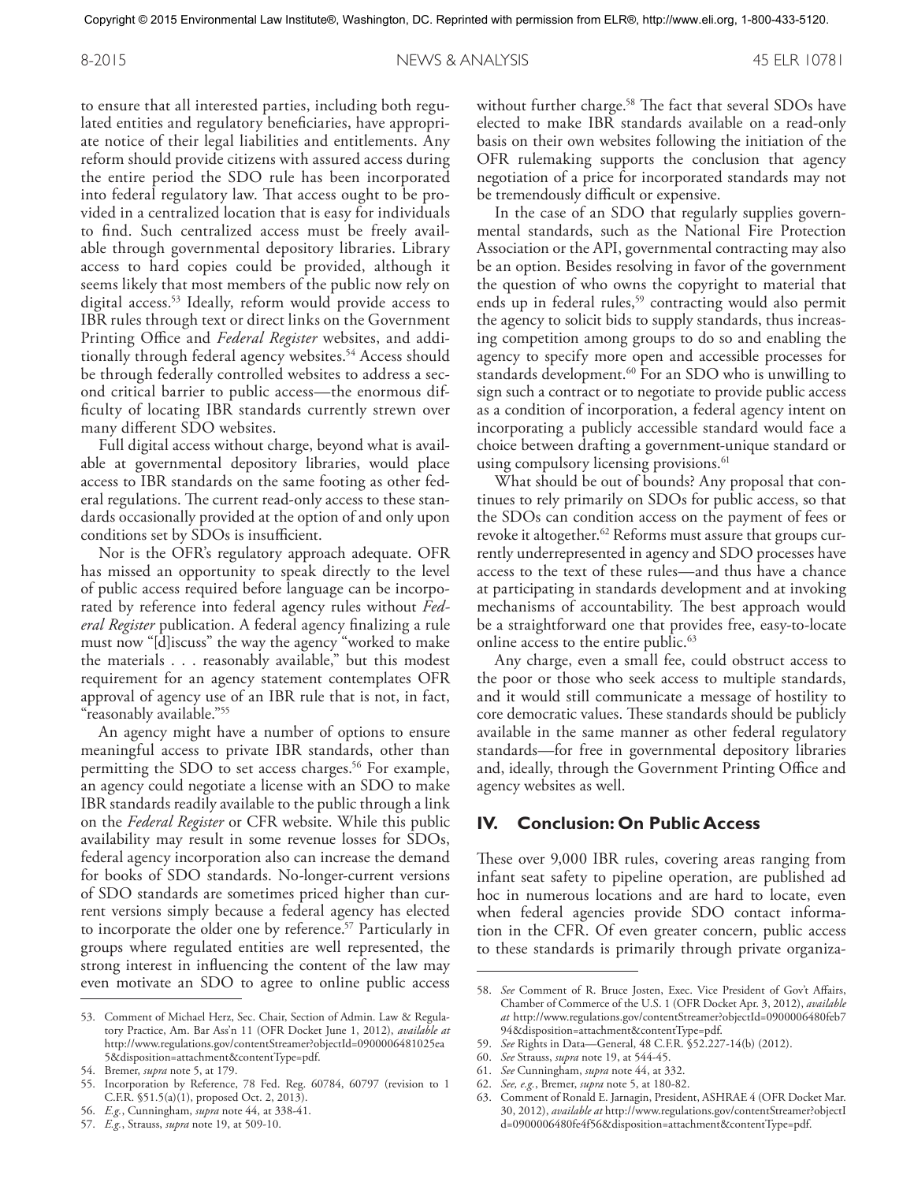to ensure that all interested parties, including both regulated entities and regulatory beneficiaries, have appropriate notice of their legal liabilities and entitlements. Any reform should provide citizens with assured access during the entire period the SDO rule has been incorporated into federal regulatory law. That access ought to be provided in a centralized location that is easy for individuals to find. Such centralized access must be freely available through governmental depository libraries. Library access to hard copies could be provided, although it seems likely that most members of the public now rely on digital access.[53] Ideally, reform would provide access to IBR rules through text or direct links on the Government Printing Office and *Federal Register* websites, and additionally through federal agency websites.[54] Access should be through federally controlled websites to address a second critical barrier to public access—the enormous difficulty of locating IBR standards currently strewn over many different SDO websites.

Full digital access without charge, beyond what is available at governmental depository libraries, would place access to IBR standards on the same footing as other federal regulations. The current read-only access to these standards occasionally provided at the option of and only upon conditions set by SDOs is insufficient.

Nor is the OFR's regulatory approach adequate. OFR has missed an opportunity to speak directly to the level of public access required before language can be incorporated by reference into federal agency rules without *Federal Register* publication. A federal agency finalizing a rule must now "[d]iscuss" the way the agency "worked to make the materials . . . reasonably available," but this modest requirement for an agency statement contemplates OFR approval of agency use of an IBR rule that is not, in fact, "reasonably available."[55]

An agency might have a number of options to ensure meaningful access to private IBR standards, other than permitting the SDO to set access charges.[56] For example, an agency could negotiate a license with an SDO to make IBR standards readily available to the public through a link on the *Federal Register* or CFR website. While this public availability may result in some revenue losses for SDOs, federal agency incorporation also can increase the demand for books of SDO standards. No-longer-current versions of SDO standards are sometimes priced higher than current versions simply because a federal agency has elected to incorporate the older one by reference.[57] Particularly in groups where regulated entities are well represented, the strong interest in influencing the content of the law may even motivate an SDO to agree to online public access without further charge.[58] The fact that several SDOs have elected to make IBR standards available on a read-only basis on their own websites following the initiation of the OFR rulemaking supports the conclusion that agency negotiation of a price for incorporated standards may not be tremendously difficult or expensive.

In the case of an SDO that regularly supplies governmental standards, such as the National Fire Protection Association or the API, governmental contracting may also be an option. Besides resolving in favor of the government the question of who owns the copyright to material that ends up in federal rules,[59] contracting would also permit the agency to solicit bids to supply standards, thus increasing competition among groups to do so and enabling the agency to specify more open and accessible processes for standards development.[60] For an SDO who is unwilling to sign such a contract or to negotiate to provide public access as a condition of incorporation, a federal agency intent on incorporating a publicly accessible standard would face a choice between drafting a government-unique standard or using compulsory licensing provisions.[61]

What should be out of bounds? Any proposal that continues to rely primarily on SDOs for public access, so that the SDOs can condition access on the payment of fees or revoke it altogether.[62] Reforms must assure that groups currently underrepresented in agency and SDO processes have access to the text of these rules—and thus have a chance at participating in standards development and at invoking mechanisms of accountability. The best approach would be a straightforward one that provides free, easy-to-locate online access to the entire public.[63]

Any charge, even a small fee, could obstruct access to the poor or those who seek access to multiple standards, and it would still communicate a message of hostility to core democratic values. These standards should be publicly available in the same manner as other federal regulatory standards—for free in governmental depository libraries and, ideally, through the Government Printing Office and agency websites as well.

## IV. Conclusion: On Public Access

These over 9,000 IBR rules, covering areas ranging from infant seat safety to pipeline operation, are published ad hoc in numerous locations and are hard to locate, even when federal agencies provide SDO contact information in the CFR. Of even greater concern, public access to these standards is primarily through private organiza-

---

53. Comment of Michael Herz, Sec. Chair, Section of Admin. Law & Regulatory Practice, Am. Bar Ass'n 11 (OFR Docket June 1, 2012), *available at* http://www.regulations.gov/contentStreamer?objectId=0900006481025ea5&disposition=attachment&contentType=pdf.
54. Bremer, *supra* note 5, at 179.
55. Incorporation by Reference, 78 Fed. Reg. 60784, 60797 (revision to 1 C.F.R. §51.5(a)(1), proposed Oct. 2, 2013).
56. *E.g.*, Cunningham, *supra* note 44, at 338-41.
57. *E.g.*, Strauss, *supra* note 19, at 509-10.
58. *See* Comment of R. Bruce Josten, Exec. Vice President of Gov't Affairs, Chamber of Commerce of the U.S. 1 (OFR Docket Apr. 3, 2012), *available at* http://www.regulations.gov/contentStreamer?objectId=0900006480feb794&disposition=attachment&contentType=pdf.
59. *See* Rights in Data—General, 48 C.F.R. §52.227-14(b) (2012).
60. *See* Strauss, *supra* note 19, at 544-45.
61. *See* Cunningham, *supra* note 44, at 332.
62. *See, e.g.*, Bremer, *supra* note 5, at 180-82.
63. Comment of Ronald E. Jarnagin, President, ASHRAE 4 (OFR Docket Mar. 30, 2012), *available at* http://www.regulations.gov/contentStreamer?objectId=0900006480fe4f56&disposition=attachment&contentType=pdf.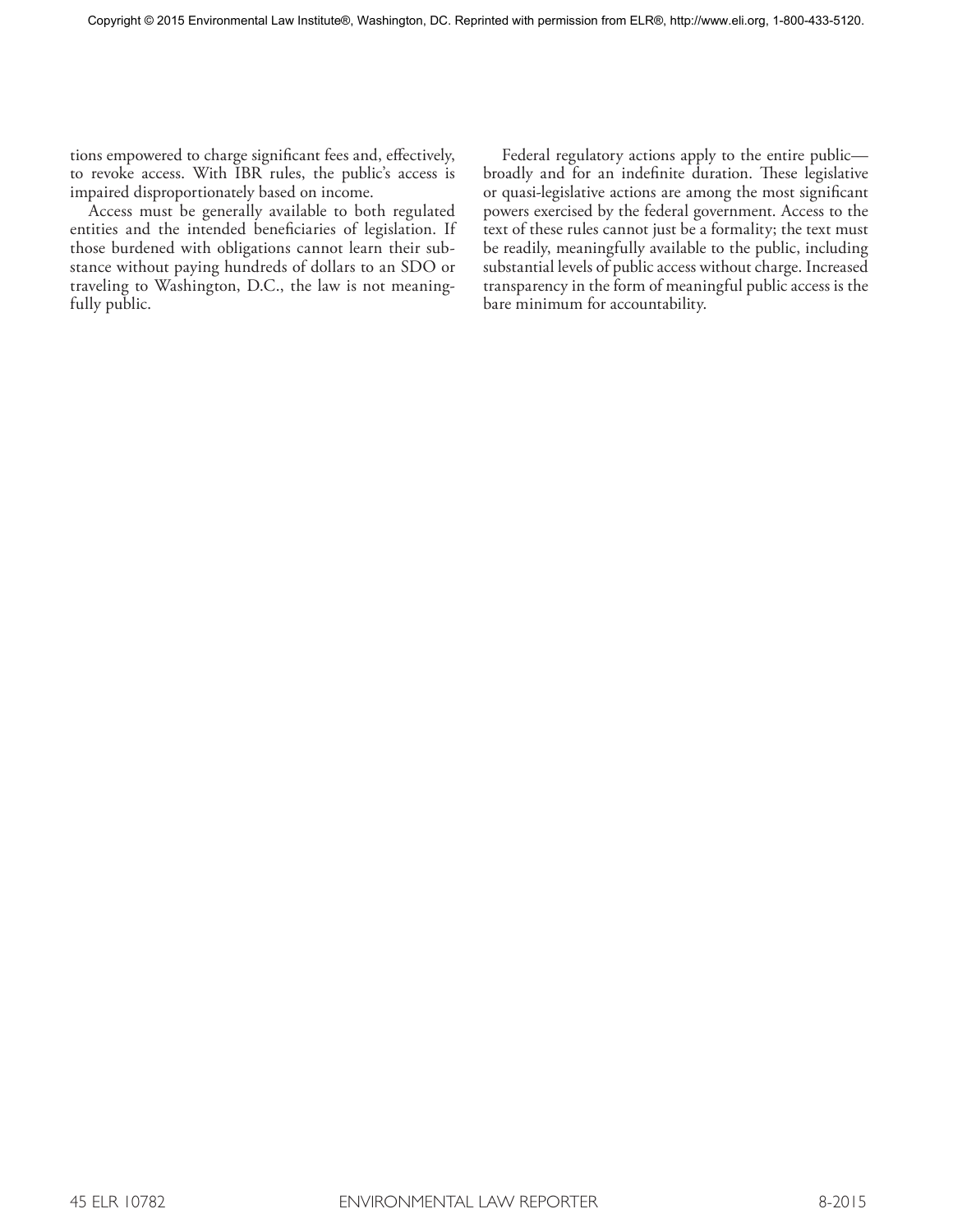tions empowered to charge significant fees and, effectively, to revoke access. With IBR rules, the public's access is impaired disproportionately based on income.

Access must be generally available to both regulated entities and the intended beneficiaries of legislation. If those burdened with obligations cannot learn their substance without paying hundreds of dollars to an SDO or traveling to Washington, D.C., the law is not meaningfully public.

Federal regulatory actions apply to the entire public—broadly and for an indefinite duration. These legislative or quasi-legislative actions are among the most significant powers exercised by the federal government. Access to the text of these rules cannot just be a formality; the text must be readily, meaningfully available to the public, including substantial levels of public access without charge. Increased transparency in the form of meaningful public access is the bare minimum for accountability.